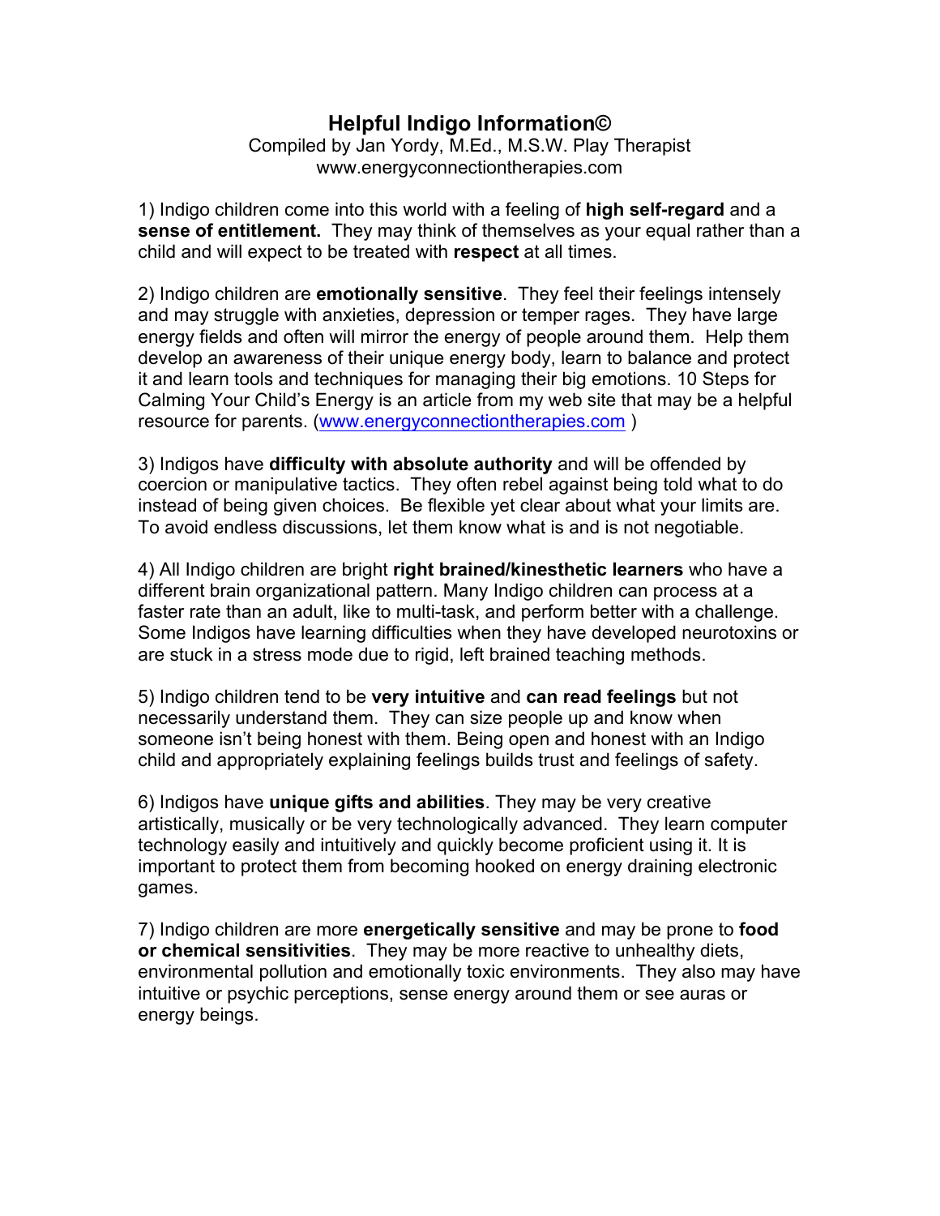# Helpful Indigo Information©

Compiled by Jan Yordy, M.Ed., M.S.W. Play Therapist
www.energyconnectiontherapies.com

1) Indigo children come into this world with a feeling of **high self-regard** and a **sense of entitlement.** They may think of themselves as your equal rather than a child and will expect to be treated with **respect** at all times.

2) Indigo children are **emotionally sensitive**. They feel their feelings intensely and may struggle with anxieties, depression or temper rages. They have large energy fields and often will mirror the energy of people around them. Help them develop an awareness of their unique energy body, learn to balance and protect it and learn tools and techniques for managing their big emotions. 10 Steps for Calming Your Child's Energy is an article from my web site that may be a helpful resource for parents. (www.energyconnectiontherapies.com )

3) Indigos have **difficulty with absolute authority** and will be offended by coercion or manipulative tactics. They often rebel against being told what to do instead of being given choices. Be flexible yet clear about what your limits are. To avoid endless discussions, let them know what is and is not negotiable.

4) All Indigo children are bright **right brained/kinesthetic learners** who have a different brain organizational pattern. Many Indigo children can process at a faster rate than an adult, like to multi-task, and perform better with a challenge. Some Indigos have learning difficulties when they have developed neurotoxins or are stuck in a stress mode due to rigid, left brained teaching methods.

5) Indigo children tend to be **very intuitive** and **can read feelings** but not necessarily understand them. They can size people up and know when someone isn't being honest with them. Being open and honest with an Indigo child and appropriately explaining feelings builds trust and feelings of safety.

6) Indigos have **unique gifts and abilities**. They may be very creative artistically, musically or be very technologically advanced. They learn computer technology easily and intuitively and quickly become proficient using it. It is important to protect them from becoming hooked on energy draining electronic games.

7) Indigo children are more **energetically sensitive** and may be prone to **food or chemical sensitivities**. They may be more reactive to unhealthy diets, environmental pollution and emotionally toxic environments. They also may have intuitive or psychic perceptions, sense energy around them or see auras or energy beings.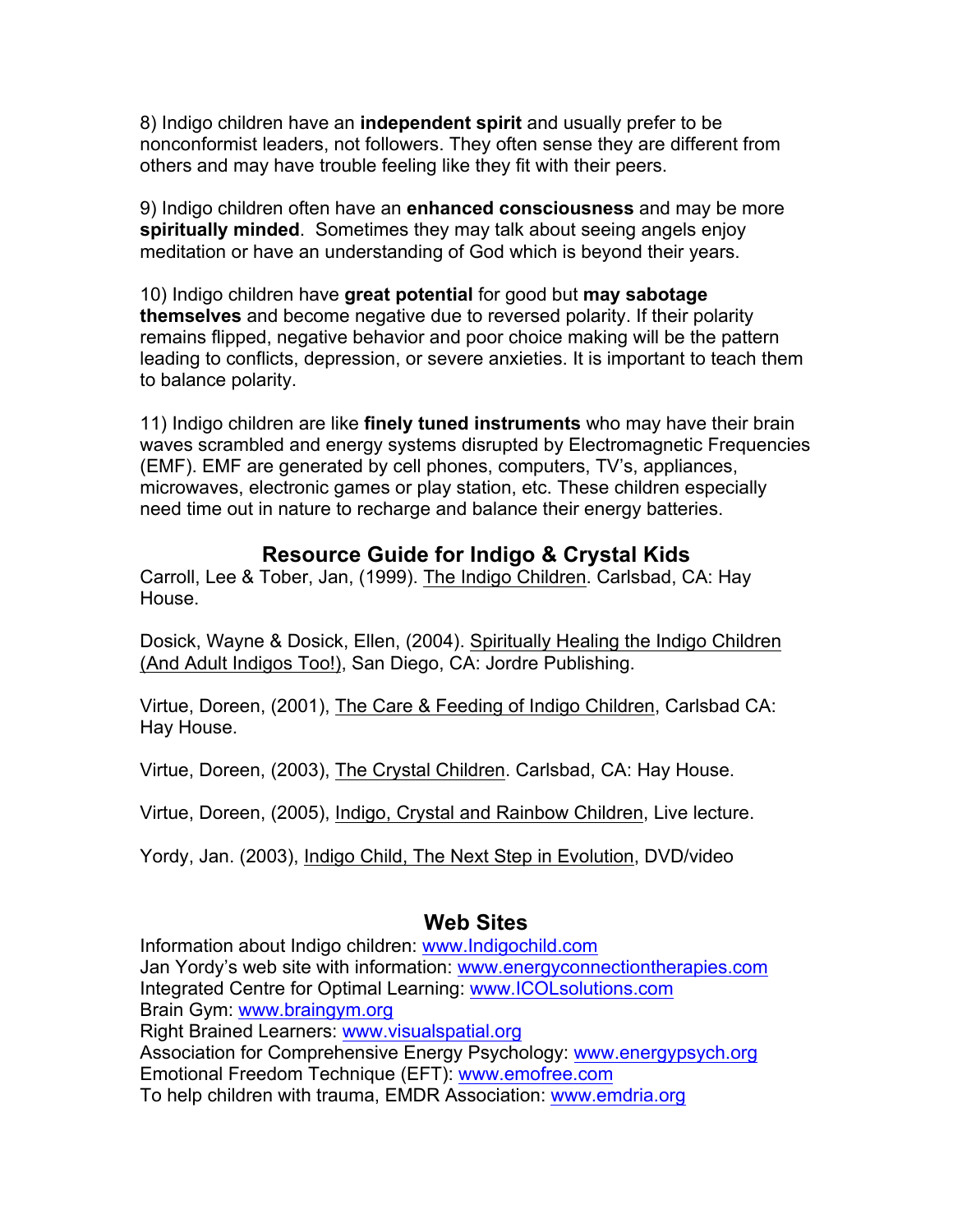8) Indigo children have an **independent spirit** and usually prefer to be nonconformist leaders, not followers. They often sense they are different from others and may have trouble feeling like they fit with their peers.

9) Indigo children often have an **enhanced consciousness** and may be more **spiritually minded**. Sometimes they may talk about seeing angels enjoy meditation or have an understanding of God which is beyond their years.

10) Indigo children have **great potential** for good but **may sabotage themselves** and become negative due to reversed polarity. If their polarity remains flipped, negative behavior and poor choice making will be the pattern leading to conflicts, depression, or severe anxieties. It is important to teach them to balance polarity.

11) Indigo children are like **finely tuned instruments** who may have their brain waves scrambled and energy systems disrupted by Electromagnetic Frequencies (EMF). EMF are generated by cell phones, computers, TV's, appliances, microwaves, electronic games or play station, etc. These children especially need time out in nature to recharge and balance their energy batteries.

## Resource Guide for Indigo & Crystal Kids

Carroll, Lee & Tober, Jan, (1999). The Indigo Children. Carlsbad, CA: Hay House.

Dosick, Wayne & Dosick, Ellen, (2004). Spiritually Healing the Indigo Children (And Adult Indigos Too!), San Diego, CA: Jordre Publishing.

Virtue, Doreen, (2001), The Care & Feeding of Indigo Children, Carlsbad CA: Hay House.

Virtue, Doreen, (2003), The Crystal Children. Carlsbad, CA: Hay House.

Virtue, Doreen, (2005), Indigo, Crystal and Rainbow Children, Live lecture.

Yordy, Jan. (2003), Indigo Child, The Next Step in Evolution, DVD/video

## Web Sites

Information about Indigo children: www.Indigochild.com
Jan Yordy's web site with information: www.energyconnectiontherapies.com
Integrated Centre for Optimal Learning: www.ICOLsolutions.com
Brain Gym: www.braingym.org
Right Brained Learners: www.visualspatial.org
Association for Comprehensive Energy Psychology: www.energypsych.org
Emotional Freedom Technique (EFT): www.emofree.com
To help children with trauma, EMDR Association: www.emdria.org